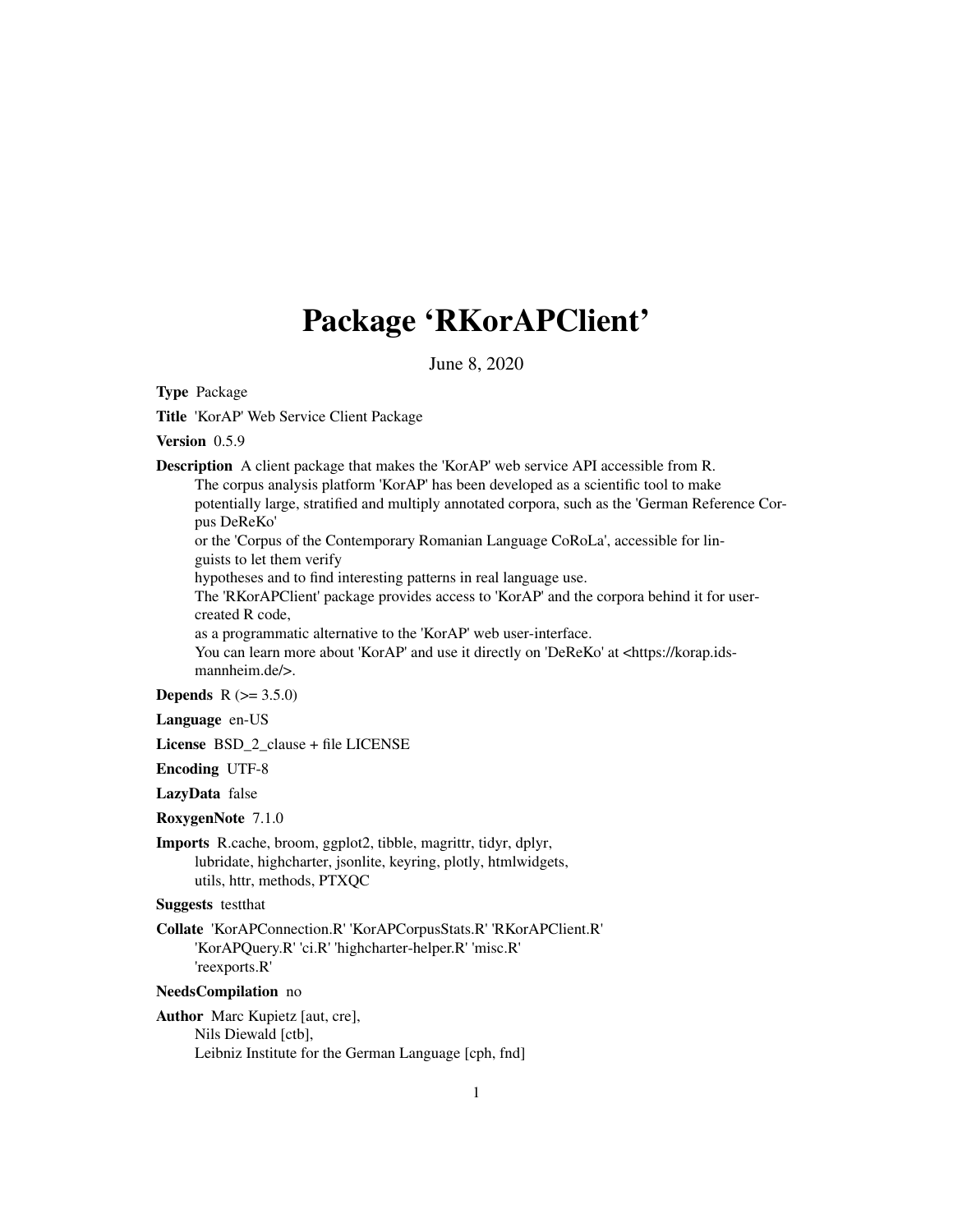# Package 'RKorAPClient'

June 8, 2020

**Type** Package

**Title** 'KorAP' Web Service Client Package

**Version** 0.5.9

**Description** A client package that makes the 'KorAP' web service API accessible from R.
The corpus analysis platform 'KorAP' has been developed as a scientific tool to make potentially large, stratified and multiply annotated corpora, such as the 'German Reference Corpus DeReKo'
or the 'Corpus of the Contemporary Romanian Language CoRoLa', accessible for linguists to let them verify
hypotheses and to find interesting patterns in real language use.
The 'RKorAPClient' package provides access to 'KorAP' and the corpora behind it for user-created R code,
as a programmatic alternative to the 'KorAP' web user-interface.
You can learn more about 'KorAP' and use it directly on 'DeReKo' at <https://korap.ids-mannheim.de/>.

**Depends** R (>= 3.5.0)

**Language** en-US

**License** BSD_2_clause + file LICENSE

**Encoding** UTF-8

**LazyData** false

**RoxygenNote** 7.1.0

**Imports** R.cache, broom, ggplot2, tibble, magrittr, tidyr, dplyr, lubridate, highcharter, jsonlite, keyring, plotly, htmlwidgets, utils, httr, methods, PTXQC

**Suggests** testthat

**Collate** 'KorAPConnection.R' 'KorAPCorpusStats.R' 'RKorAPClient.R' 'KorAPQuery.R' 'ci.R' 'highcharter-helper.R' 'misc.R' 'reexports.R'

**NeedsCompilation** no

**Author** Marc Kupietz [aut, cre],
Nils Diewald [ctb],
Leibniz Institute for the German Language [cph, fnd]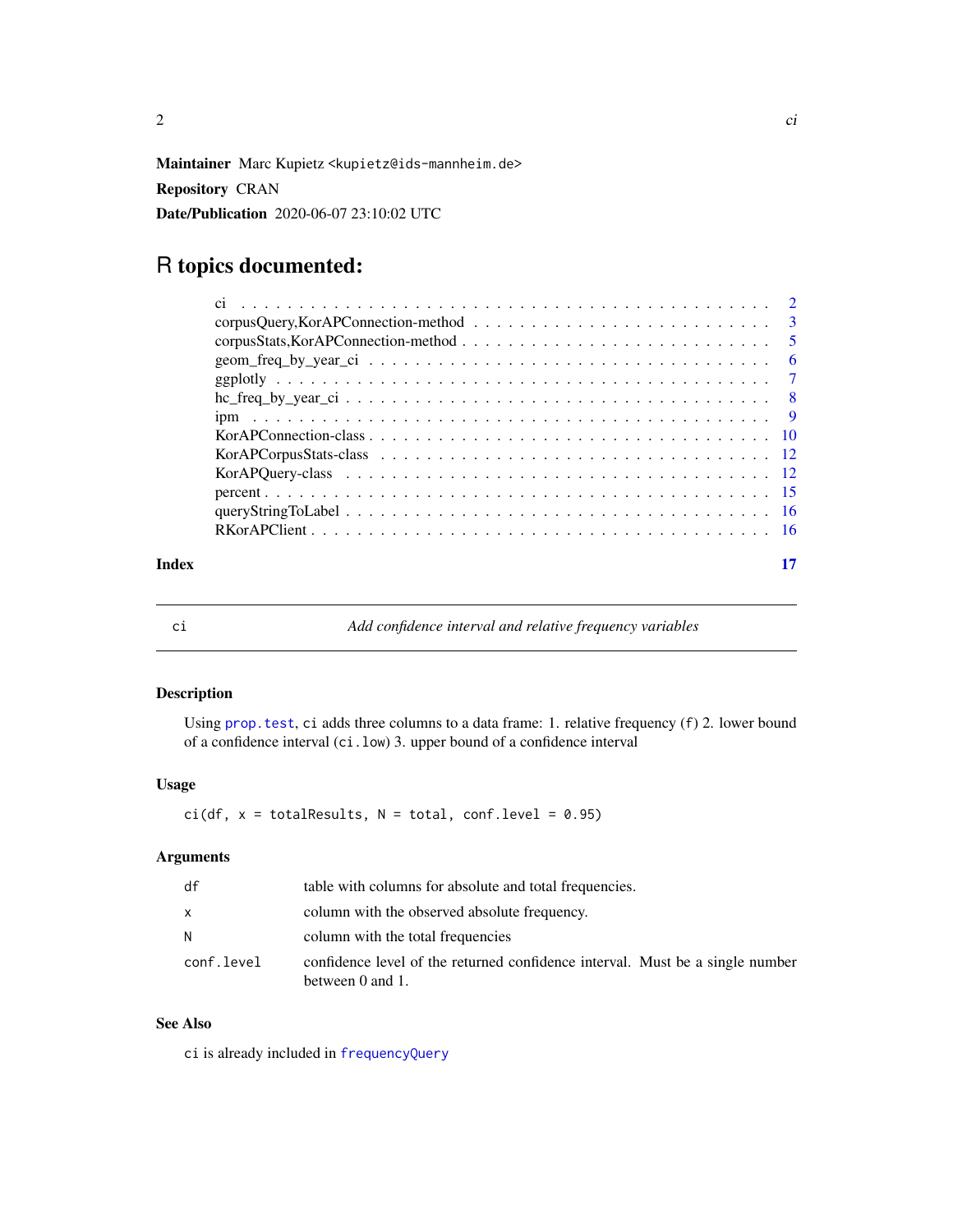**Maintainer** Marc Kupietz <kupietz@ids-mannheim.de>

**Repository** CRAN

**Date/Publication** 2020-06-07 23:10:02 UTC

# R topics documented:

| | |
|---|---|
| ci | 2 |
| corpusQuery,KorAPConnection-method | 3 |
| corpusStats,KorAPConnection-method | 5 |
| geom_freq_by_year_ci | 6 |
| ggplotly | 7 |
| hc_freq_by_year_ci | 8 |
| ipm | 9 |
| KorAPConnection-class | 10 |
| KorAPCorpusStats-class | 12 |
| KorAPQuery-class | 12 |
| percent | 15 |
| queryStringToLabel | 16 |
| RKorAPClient | 16 |

**Index** 17

---

`ci` *Add confidence interval and relative frequency variables*

---

## Description

Using `prop.test`, `ci` adds three columns to a data frame: 1. relative frequency (`f`) 2. lower bound of a confidence interval (`ci.low`) 3. upper bound of a confidence interval

## Usage

```
ci(df, x = totalResults, N = total, conf.level = 0.95)
```

## Arguments

| | |
|---|---|
| `df` | table with columns for absolute and total frequencies. |
| `x` | column with the observed absolute frequency. |
| `N` | column with the total frequencies |
| `conf.level` | confidence level of the returned confidence interval. Must be a single number between 0 and 1. |

## See Also

`ci` is already included in `frequencyQuery`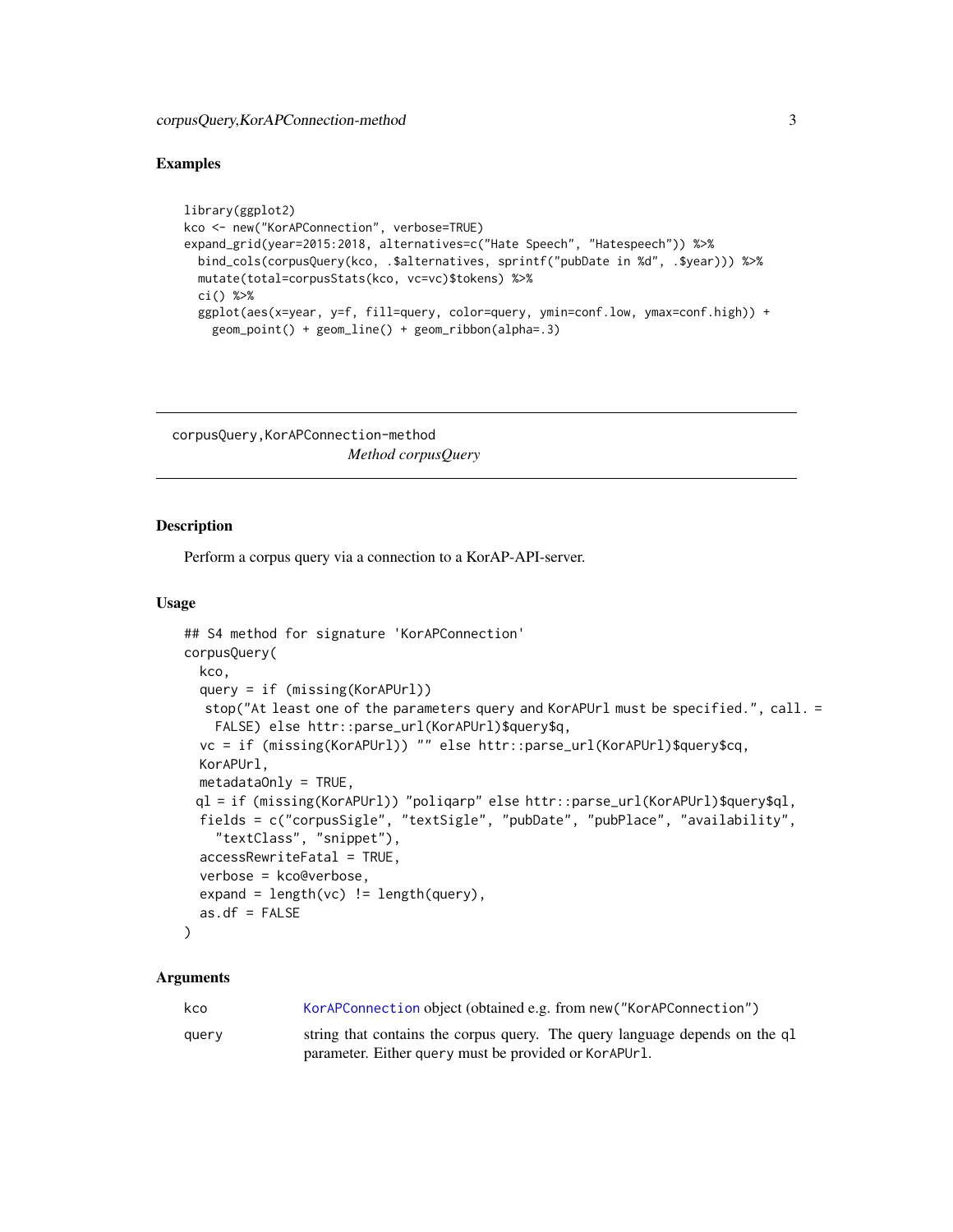### Examples

```
library(ggplot2)
kco <- new("KorAPConnection", verbose=TRUE)
expand_grid(year=2015:2018, alternatives=c("Hate Speech", "Hatespeech")) %>%
  bind_cols(corpusQuery(kco, .$alternatives, sprintf("pubDate in %d", .$year))) %>%
  mutate(total=corpusStats(kco, vc=vc)$tokens) %>%
  ci() %>%
  ggplot(aes(x=year, y=f, fill=query, color=query, ymin=conf.low, ymax=conf.high)) +
    geom_point() + geom_line() + geom_ribbon(alpha=.3)
```

---

## corpusQuery,KorAPConnection-method

*Method corpusQuery*

### Description

Perform a corpus query via a connection to a KorAP-API-server.

### Usage

```
## S4 method for signature 'KorAPConnection'
corpusQuery(
  kco,
  query = if (missing(KorAPUrl))
   stop("At least one of the parameters query and KorAPUrl must be specified.", call. =
     FALSE) else httr::parse_url(KorAPUrl)$query$q,
  vc = if (missing(KorAPUrl)) "" else httr::parse_url(KorAPUrl)$query$cq,
  KorAPUrl,
  metadataOnly = TRUE,
  ql = if (missing(KorAPUrl)) "poliqarp" else httr::parse_url(KorAPUrl)$query$ql,
  fields = c("corpusSigle", "textSigle", "pubDate", "pubPlace", "availability",
    "textClass", "snippet"),
  accessRewriteFatal = TRUE,
  verbose = kco@verbose,
  expand = length(vc) != length(query),
  as.df = FALSE
)
```

### Arguments

| | |
|---|---|
| kco | KorAPConnection object (obtained e.g. from new("KorAPConnection") |
| query | string that contains the corpus query. The query language depends on the ql parameter. Either query must be provided or KorAPUrl. |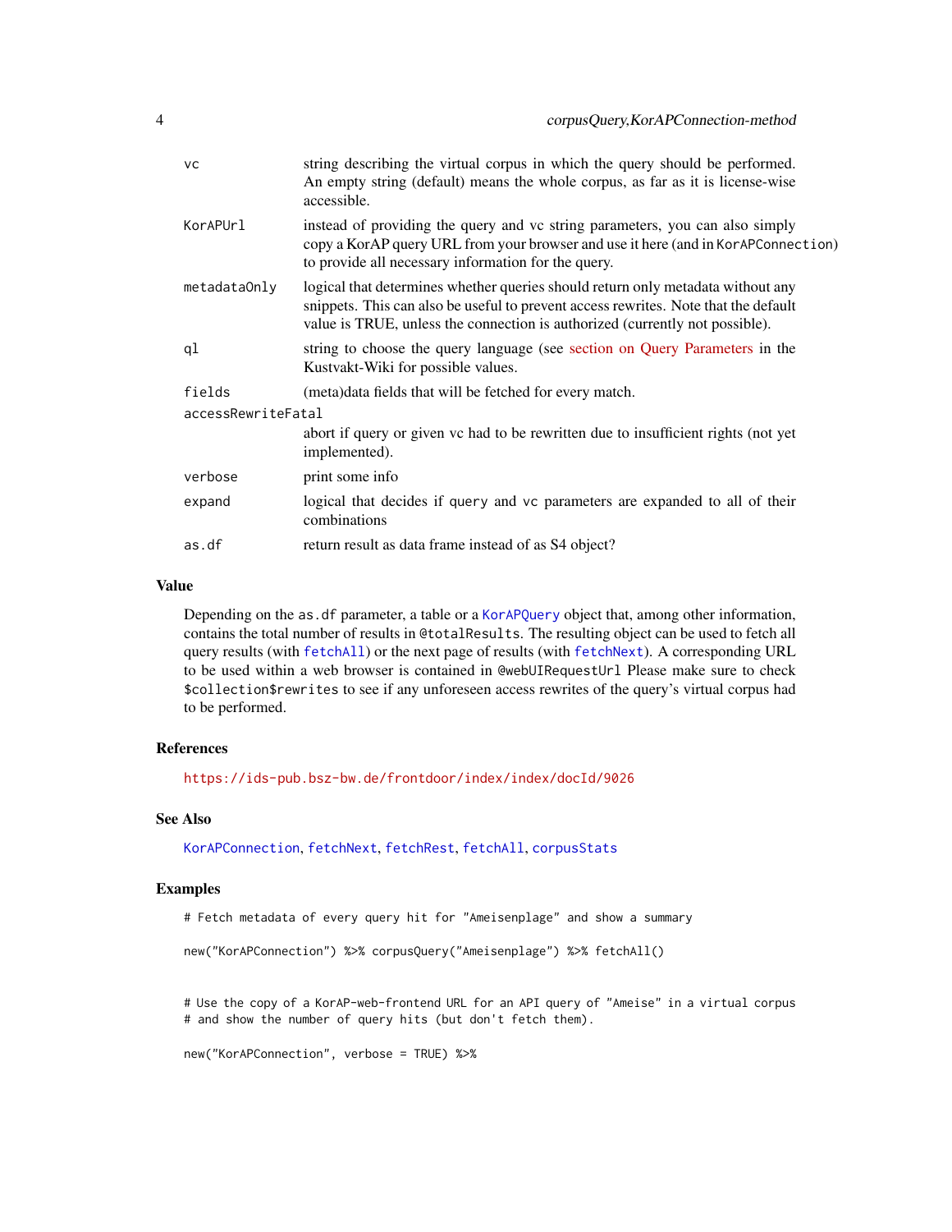| | |
|---|---|
| vc | string describing the virtual corpus in which the query should be performed. An empty string (default) means the whole corpus, as far as it is license-wise accessible. |
| KorAPUrl | instead of providing the query and vc string parameters, you can also simply copy a KorAP query URL from your browser and use it here (and in KorAPConnection) to provide all necessary information for the query. |
| metadataOnly | logical that determines whether queries should return only metadata without any snippets. This can also be useful to prevent access rewrites. Note that the default value is TRUE, unless the connection is authorized (currently not possible). |
| ql | string to choose the query language (see section on Query Parameters in the Kustvakt-Wiki for possible values. |
| fields | (meta)data fields that will be fetched for every match. |
| accessRewriteFatal | abort if query or given vc had to be rewritten due to insufficient rights (not yet implemented). |
| verbose | print some info |
| expand | logical that decides if query and vc parameters are expanded to all of their combinations |
| as.df | return result as data frame instead of as S4 object? |

## Value

Depending on the as.df parameter, a table or a KorAPQuery object that, among other information, contains the total number of results in @totalResults. The resulting object can be used to fetch all query results (with fetchAll) or the next page of results (with fetchNext). A corresponding URL to be used within a web browser is contained in @webUIRequestUrl Please make sure to check $collection$rewrites to see if any unforeseen access rewrites of the query's virtual corpus had to be performed.

## References

https://ids-pub.bsz-bw.de/frontdoor/index/index/docId/9026

## See Also

KorAPConnection, fetchNext, fetchRest, fetchAll, corpusStats

## Examples

```
# Fetch metadata of every query hit for "Ameisenplage" and show a summary

new("KorAPConnection") %>% corpusQuery("Ameisenplage") %>% fetchAll()


# Use the copy of a KorAP-web-frontend URL for an API query of "Ameise" in a virtual corpus
# and show the number of query hits (but don't fetch them).

new("KorAPConnection", verbose = TRUE) %>%
```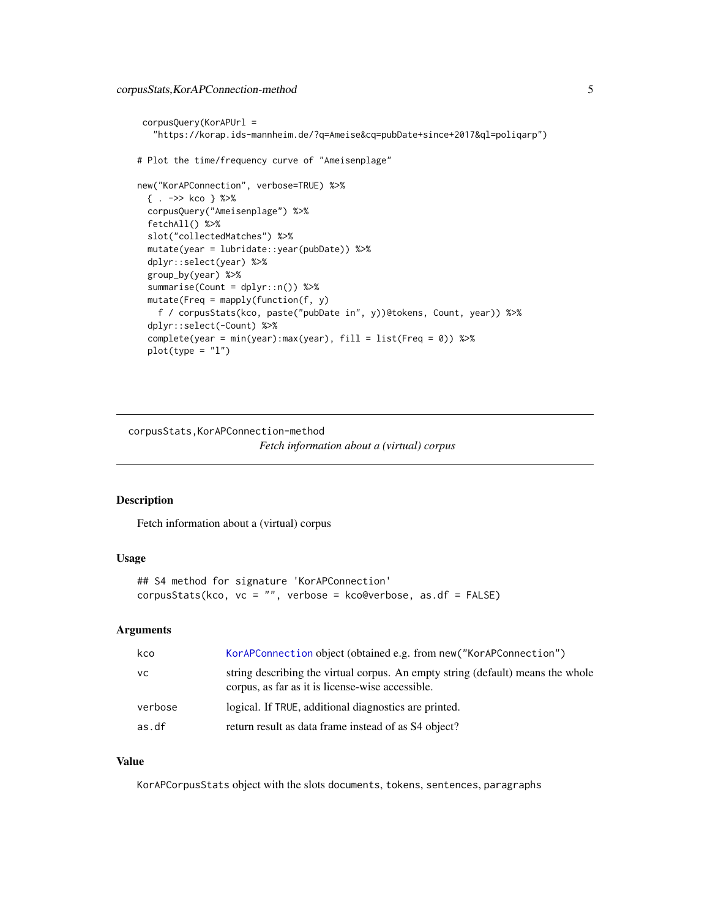```
 corpusQuery(KorAPUrl =
   "https://korap.ids-mannheim.de/?q=Ameise&cq=pubDate+since+2017&ql=poliqarp")

# Plot the time/frequency curve of "Ameisenplage"

new("KorAPConnection", verbose=TRUE) %>%
  { . ->> kco } %>%
  corpusQuery("Ameisenplage") %>%
  fetchAll() %>%
  slot("collectedMatches") %>%
  mutate(year = lubridate::year(pubDate)) %>%
  dplyr::select(year) %>%
  group_by(year) %>%
  summarise(Count = dplyr::n()) %>%
  mutate(Freq = mapply(function(f, y)
    f / corpusStats(kco, paste("pubDate in", y))@tokens, Count, year)) %>%
  dplyr::select(-Count) %>%
  complete(year = min(year):max(year), fill = list(Freq = 0)) %>%
  plot(type = "l")
```

## corpusStats,KorAPConnection-method

*Fetch information about a (virtual) corpus*

### Description

Fetch information about a (virtual) corpus

### Usage

```
## S4 method for signature 'KorAPConnection'
corpusStats(kco, vc = "", verbose = kco@verbose, as.df = FALSE)
```

### Arguments

| | |
|---|---|
| kco | KorAPConnection object (obtained e.g. from new("KorAPConnection") |
| vc | string describing the virtual corpus. An empty string (default) means the whole corpus, as far as it is license-wise accessible. |
| verbose | logical. If TRUE, additional diagnostics are printed. |
| as.df | return result as data frame instead of as S4 object? |

### Value

KorAPCorpusStats object with the slots documents, tokens, sentences, paragraphs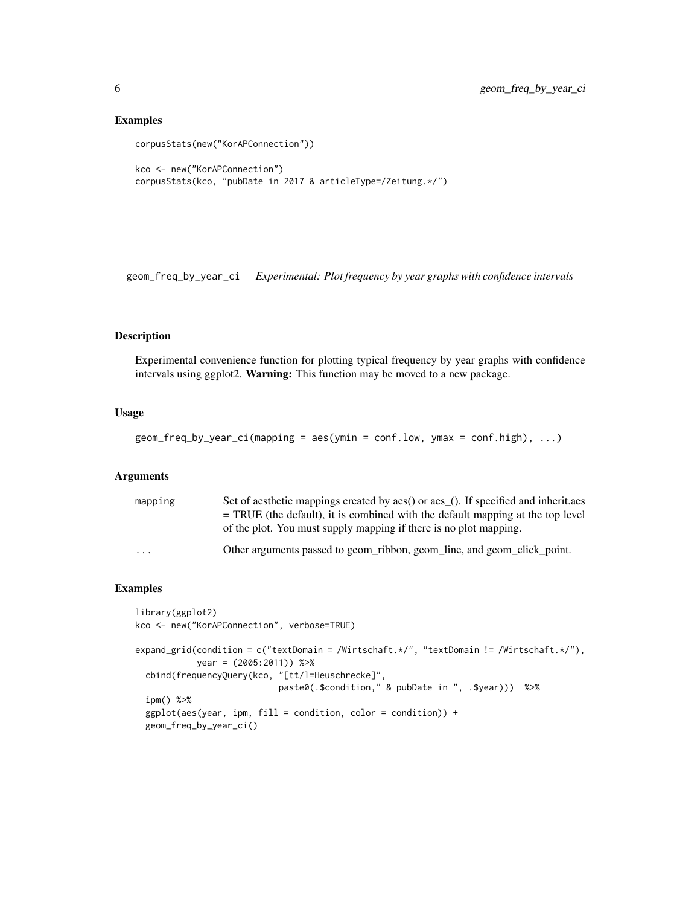## Examples

```
corpusStats(new("KorAPConnection"))

kco <- new("KorAPConnection")
corpusStats(kco, "pubDate in 2017 & articleType=/Zeitung.*/")
```

---

# geom_freq_by_year_ci *Experimental: Plot frequency by year graphs with confidence intervals*

---

## Description

Experimental convenience function for plotting typical frequency by year graphs with confidence intervals using ggplot2. **Warning:** This function may be moved to a new package.

## Usage

```
geom_freq_by_year_ci(mapping = aes(ymin = conf.low, ymax = conf.high), ...)
```

## Arguments

| | |
|---|---|
| mapping | Set of aesthetic mappings created by aes() or aes_(). If specified and inherit.aes = TRUE (the default), it is combined with the default mapping at the top level of the plot. You must supply mapping if there is no plot mapping. |
| ... | Other arguments passed to geom_ribbon, geom_line, and geom_click_point. |

## Examples

```
library(ggplot2)
kco <- new("KorAPConnection", verbose=TRUE)

expand_grid(condition = c("textDomain = /Wirtschaft.*/", "textDomain != /Wirtschaft.*/"),
            year = (2005:2011)) %>%
  cbind(frequencyQuery(kco, "[tt/l=Heuschrecke]",
                          paste0(.$condition," & pubDate in ", .$year)))  %>%
  ipm() %>%
  ggplot(aes(year, ipm, fill = condition, color = condition)) +
  geom_freq_by_year_ci()
```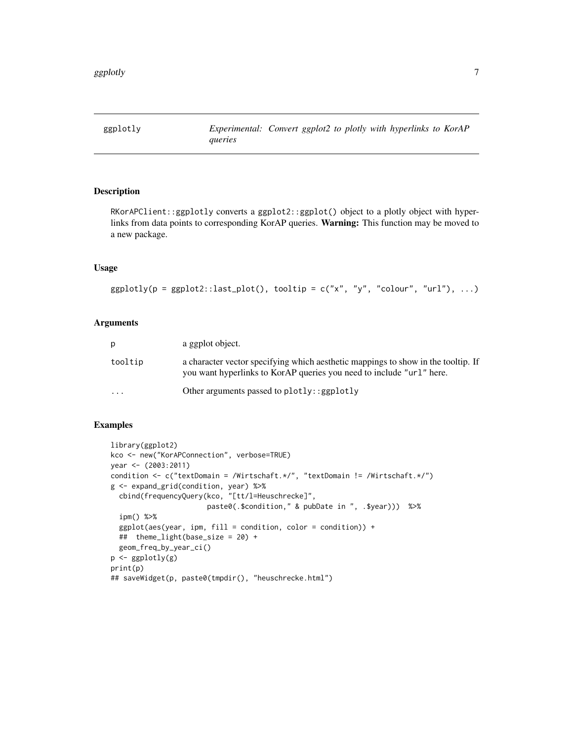## ggplotly — *Experimental: Convert ggplot2 to plotly with hyperlinks to KorAP queries*

### Description

`RKorAPClient::ggplotly` converts a `ggplot2::ggplot()` object to a plotly object with hyperlinks from data points to corresponding KorAP queries. **Warning:** This function may be moved to a new package.

### Usage

```
ggplotly(p = ggplot2::last_plot(), tooltip = c("x", "y", "colour", "url"), ...)
```

### Arguments

| | |
|---|---|
| `p` | a ggplot object. |
| `tooltip` | a character vector specifying which aesthetic mappings to show in the tooltip. If you want hyperlinks to KorAP queries you need to include `"url"` here. |
| `...` | Other arguments passed to `plotly::ggplotly` |

### Examples

```
library(ggplot2)
kco <- new("KorAPConnection", verbose=TRUE)
year <- (2003:2011)
condition <- c("textDomain = /Wirtschaft.*/", "textDomain != /Wirtschaft.*/")
g <- expand_grid(condition, year) %>%
  cbind(frequencyQuery(kco, "[tt/l=Heuschrecke]",
                       paste0(.$condition," & pubDate in ", .$year)))  %>%
  ipm() %>%
  ggplot(aes(year, ipm, fill = condition, color = condition)) +
  ##  theme_light(base_size = 20) +
  geom_freq_by_year_ci()
p <- ggplotly(g)
print(p)
## saveWidget(p, paste0(tmpdir(), "heuschrecke.html")
```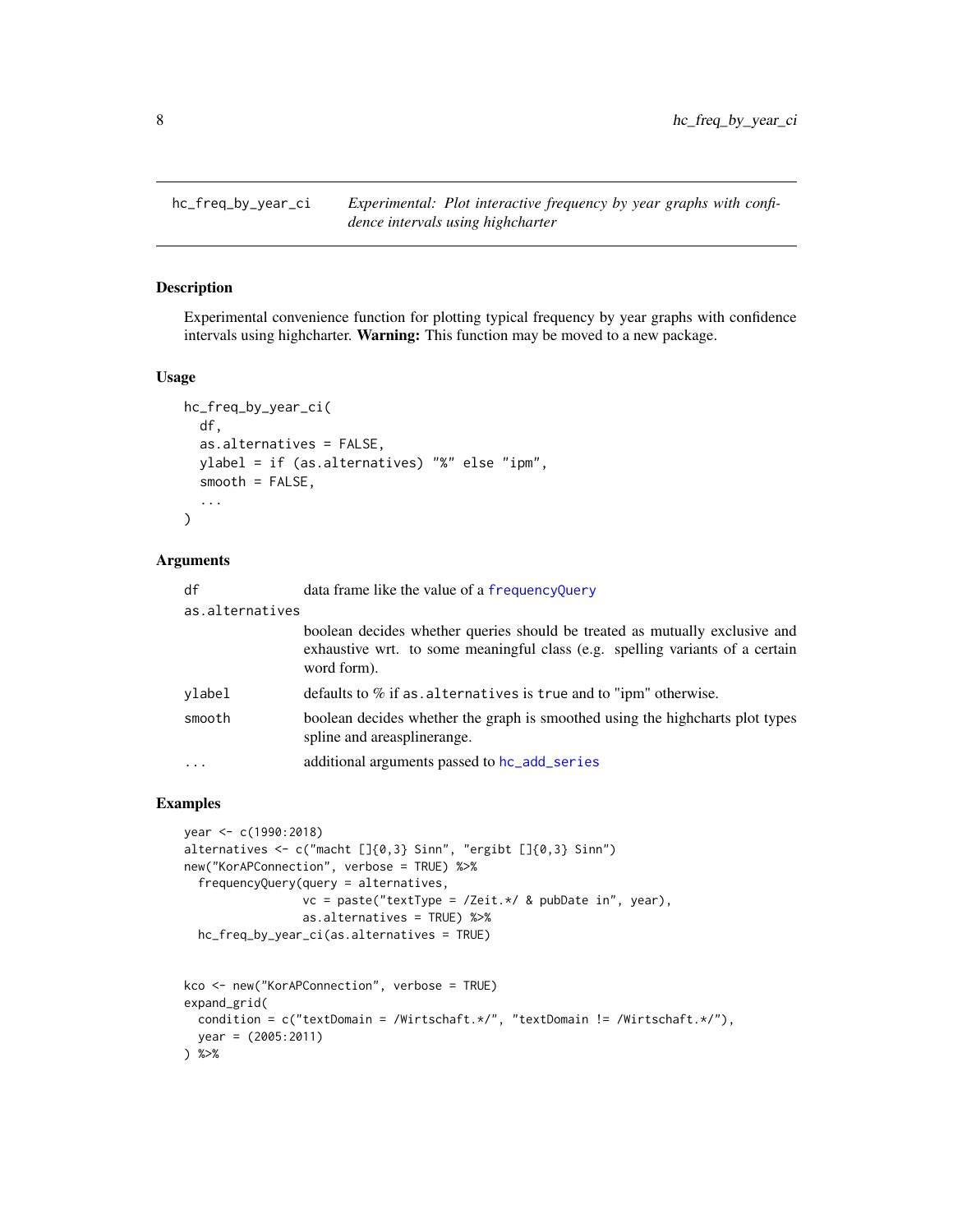## hc_freq_by_year_ci

*Experimental: Plot interactive frequency by year graphs with confidence intervals using highcharter*

### Description

Experimental convenience function for plotting typical frequency by year graphs with confidence intervals using highcharter. **Warning:** This function may be moved to a new package.

### Usage

```
hc_freq_by_year_ci(
  df,
  as.alternatives = FALSE,
  ylabel = if (as.alternatives) "%" else "ipm",
  smooth = FALSE,
  ...
)
```

### Arguments

| | |
|---|---|
| `df` | data frame like the value of a `frequencyQuery` |
| `as.alternatives` | boolean decides whether queries should be treated as mutually exclusive and exhaustive wrt. to some meaningful class (e.g. spelling variants of a certain word form). |
| `ylabel` | defaults to % if `as.alternatives` is `true` and to "ipm" otherwise. |
| `smooth` | boolean decides whether the graph is smoothed using the highcharts plot types spline and areasplinerange. |
| `...` | additional arguments passed to `hc_add_series` |

### Examples

```
year <- c(1990:2018)
alternatives <- c("macht []{0,3} Sinn", "ergibt []{0,3} Sinn")
new("KorAPConnection", verbose = TRUE) %>%
  frequencyQuery(query = alternatives,
                 vc = paste("textType = /Zeit.*/ & pubDate in", year),
                 as.alternatives = TRUE) %>%
  hc_freq_by_year_ci(as.alternatives = TRUE)


kco <- new("KorAPConnection", verbose = TRUE)
expand_grid(
  condition = c("textDomain = /Wirtschaft.*/", "textDomain != /Wirtschaft.*/"),
  year = (2005:2011)
) %>%
```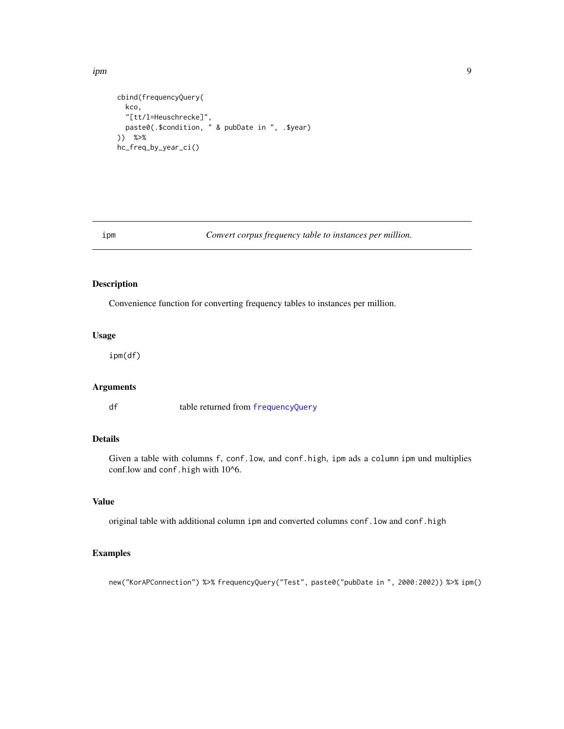```
cbind(frequencyQuery(
  kco,
  "[tt/l=Heuschrecke]",
  paste0(.$condition, " & pubDate in ", .$year)
))  %>%
hc_freq_by_year_ci()
```

## ipm — *Convert corpus frequency table to instances per million.*

### Description

Convenience function for converting frequency tables to instances per million.

### Usage

```
ipm(df)
```

### Arguments

| | |
|---|---|
| df | table returned from frequencyQuery |

### Details

Given a table with columns `f`, `conf.low`, and `conf.high`, `ipm` ads a column `ipm` und multiplies conf.low and `conf.high` with 10^6.

### Value

original table with additional column `ipm` and converted columns `conf.low` and `conf.high`

### Examples

```
new("KorAPConnection") %>% frequencyQuery("Test", paste0("pubDate in ", 2000:2002)) %>% ipm()
```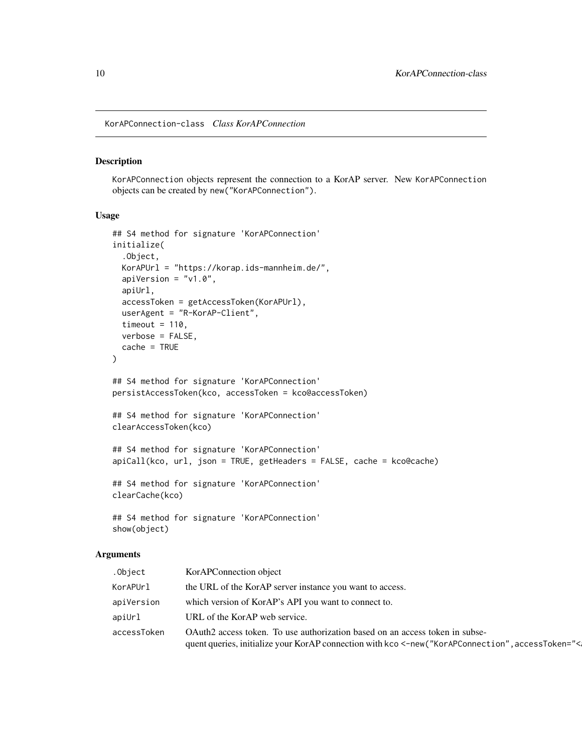## KorAPConnection-class *Class KorAPConnection*

### Description

`KorAPConnection` objects represent the connection to a KorAP server. New `KorAPConnection` objects can be created by `new("KorAPConnection")`.

### Usage

```
## S4 method for signature 'KorAPConnection'
initialize(
  .Object,
  KorAPUrl = "https://korap.ids-mannheim.de/",
  apiVersion = "v1.0",
  apiUrl,
  accessToken = getAccessToken(KorAPUrl),
  userAgent = "R-KorAP-Client",
  timeout = 110,
  verbose = FALSE,
  cache = TRUE
)

## S4 method for signature 'KorAPConnection'
persistAccessToken(kco, accessToken = kco@accessToken)

## S4 method for signature 'KorAPConnection'
clearAccessToken(kco)

## S4 method for signature 'KorAPConnection'
apiCall(kco, url, json = TRUE, getHeaders = FALSE, cache = kco@cache)

## S4 method for signature 'KorAPConnection'
clearCache(kco)

## S4 method for signature 'KorAPConnection'
show(object)
```

### Arguments

| | |
|---|---|
| `.Object` | KorAPConnection object |
| `KorAPUrl` | the URL of the KorAP server instance you want to access. |
| `apiVersion` | which version of KorAP's API you want to connect to. |
| `apiUrl` | URL of the KorAP web service. |
| `accessToken` | OAuth2 access token. To use authorization based on an access token in subsequent queries, initialize your KorAP connection with `kco <-new("KorAPConnection",accessToken="<` |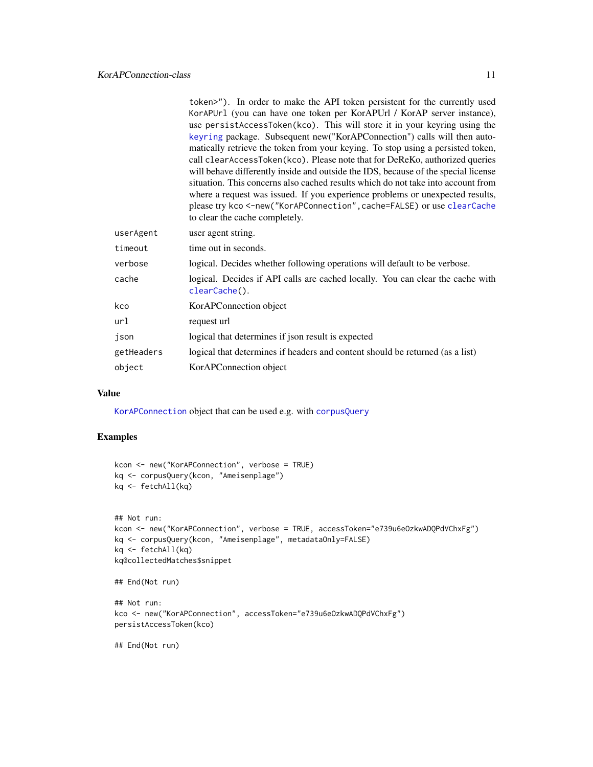token>"). In order to make the API token persistent for the currently used KorAPUrl (you can have one token per KorAPUrl / KorAP server instance), use persistAccessToken(kco). This will store it in your keyring using the keyring package. Subsequent new("KorAPConnection") calls will then automatically retrieve the token from your keying. To stop using a persisted token, call clearAccessToken(kco). Please note that for DeReKo, authorized queries will behave differently inside and outside the IDS, because of the special license situation. This concerns also cached results which do not take into account from where a request was issued. If you experience problems or unexpected results, please try kco <-new("KorAPConnection",cache=FALSE) or use clearCache to clear the cache completely.

| | |
|---|---|
| userAgent | user agent string. |
| timeout | time out in seconds. |
| verbose | logical. Decides whether following operations will default to be verbose. |
| cache | logical. Decides if API calls are cached locally. You can clear the cache with clearCache(). |
| kco | KorAPConnection object |
| url | request url |
| json | logical that determines if json result is expected |
| getHeaders | logical that determines if headers and content should be returned (as a list) |
| object | KorAPConnection object |

## Value

KorAPConnection object that can be used e.g. with corpusQuery

## Examples

```
kcon <- new("KorAPConnection", verbose = TRUE)
kq <- corpusQuery(kcon, "Ameisenplage")
kq <- fetchAll(kq)


## Not run:
kcon <- new("KorAPConnection", verbose = TRUE, accessToken="e739u6eOzkwADQPdVChxFg")
kq <- corpusQuery(kcon, "Ameisenplage", metadataOnly=FALSE)
kq <- fetchAll(kq)
kq@collectedMatches$snippet

## End(Not run)

## Not run:
kco <- new("KorAPConnection", accessToken="e739u6eOzkwADQPdVChxFg")
persistAccessToken(kco)

## End(Not run)
```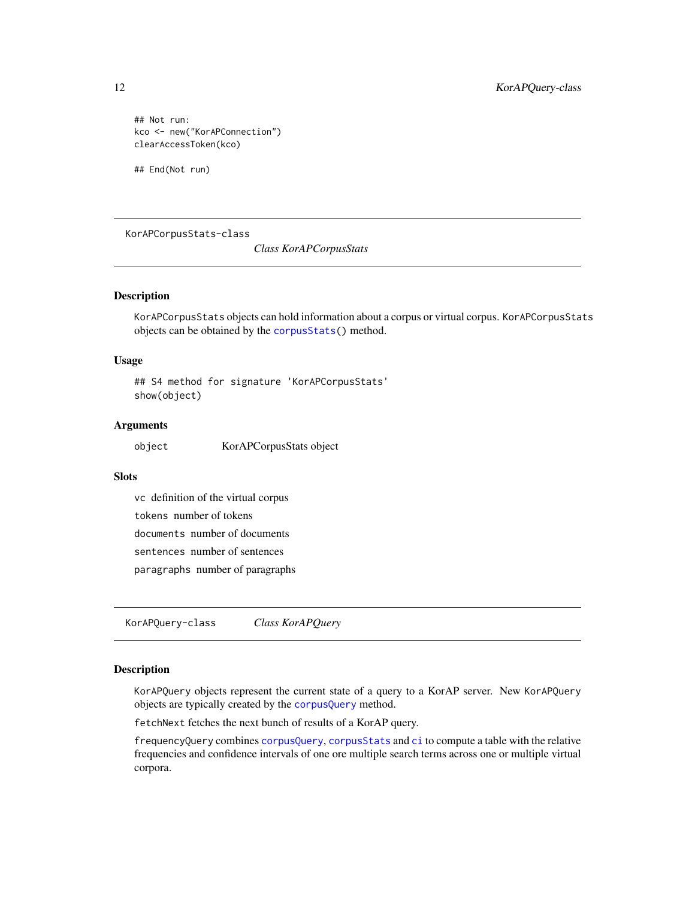```
## Not run:
kco <- new("KorAPConnection")
clearAccessToken(kco)

## End(Not run)
```

---

## KorAPCorpusStats-class — *Class KorAPCorpusStats*

### Description

KorAPCorpusStats objects can hold information about a corpus or virtual corpus. KorAPCorpusStats objects can be obtained by the corpusStats() method.

### Usage

```
## S4 method for signature 'KorAPCorpusStats'
show(object)
```

### Arguments

object    KorAPCorpusStats object

### Slots

vc  definition of the virtual corpus

tokens  number of tokens

documents  number of documents

sentences  number of sentences

paragraphs  number of paragraphs

---

## KorAPQuery-class — *Class KorAPQuery*

### Description

KorAPQuery objects represent the current state of a query to a KorAP server. New KorAPQuery objects are typically created by the corpusQuery method.

fetchNext fetches the next bunch of results of a KorAP query.

frequencyQuery combines corpusQuery, corpusStats and ci to compute a table with the relative frequencies and confidence intervals of one ore multiple search terms across one or multiple virtual corpora.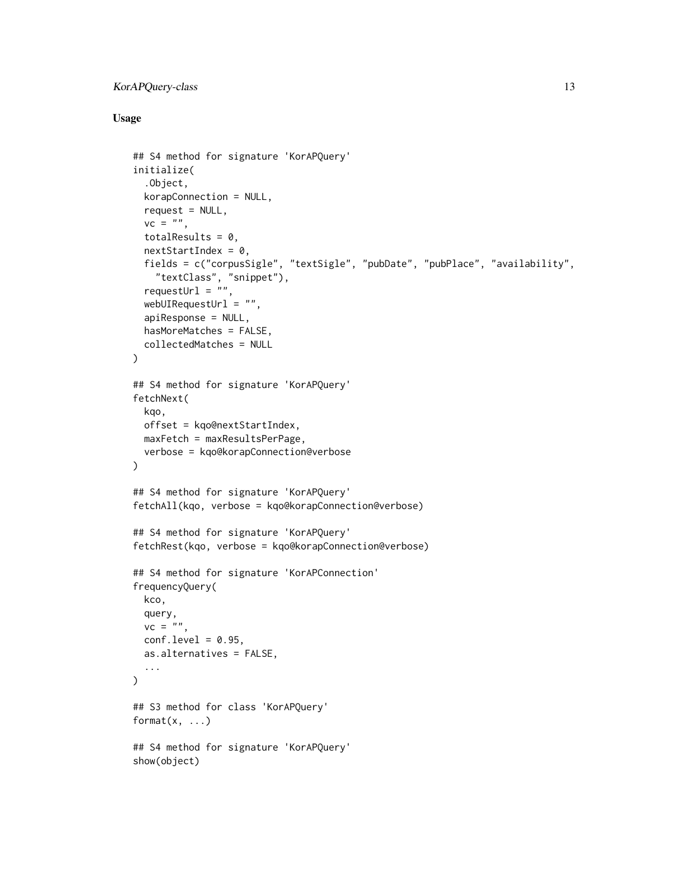### Usage

```
## S4 method for signature 'KorAPQuery'
initialize(
  .Object,
  korapConnection = NULL,
  request = NULL,
  vc = "",
  totalResults = 0,
  nextStartIndex = 0,
  fields = c("corpusSigle", "textSigle", "pubDate", "pubPlace", "availability",
    "textClass", "snippet"),
  requestUrl = "",
  webUIRequestUrl = "",
  apiResponse = NULL,
  hasMoreMatches = FALSE,
  collectedMatches = NULL
)

## S4 method for signature 'KorAPQuery'
fetchNext(
  kqo,
  offset = kqo@nextStartIndex,
  maxFetch = maxResultsPerPage,
  verbose = kqo@korapConnection@verbose
)

## S4 method for signature 'KorAPQuery'
fetchAll(kqo, verbose = kqo@korapConnection@verbose)

## S4 method for signature 'KorAPQuery'
fetchRest(kqo, verbose = kqo@korapConnection@verbose)

## S4 method for signature 'KorAPConnection'
frequencyQuery(
  kco,
  query,
  vc = "",
  conf.level = 0.95,
  as.alternatives = FALSE,
  ...
)

## S3 method for class 'KorAPQuery'
format(x, ...)

## S4 method for signature 'KorAPQuery'
show(object)
```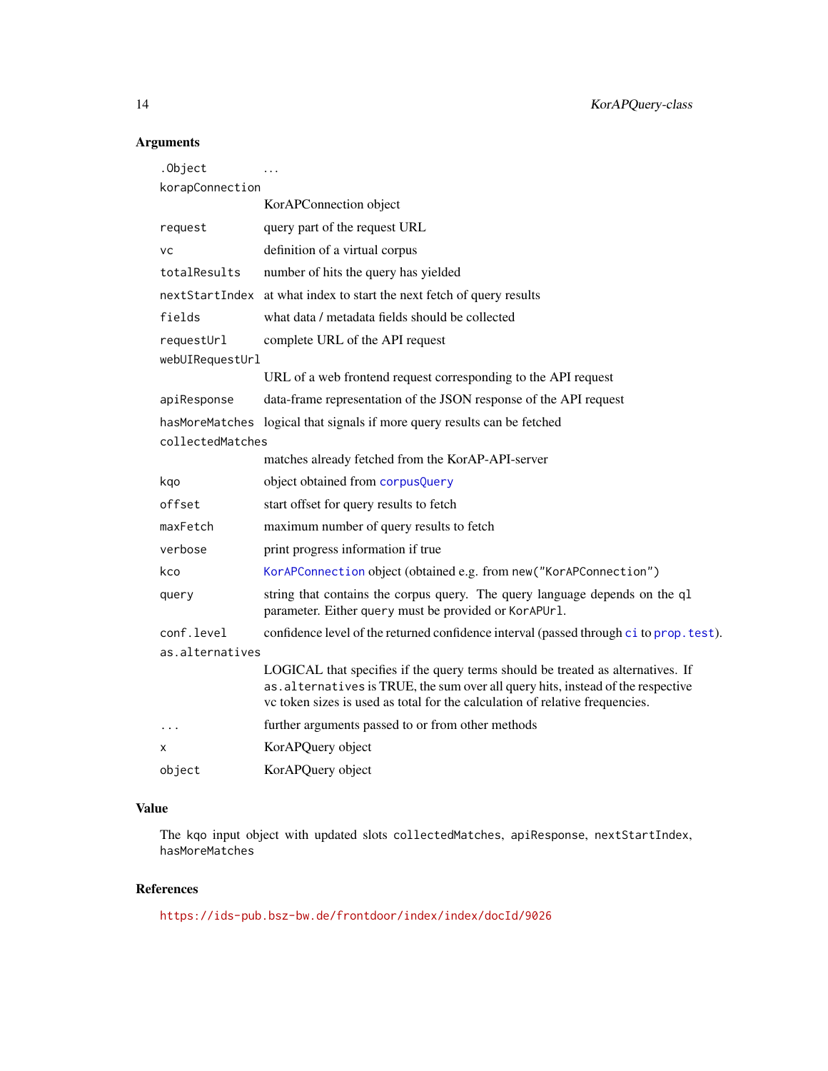### Arguments

| | |
|---|---|
| `.Object` | ... |
| `korapConnection` | KorAPConnection object |
| `request` | query part of the request URL |
| `vc` | definition of a virtual corpus |
| `totalResults` | number of hits the query has yielded |
| `nextStartIndex` | at what index to start the next fetch of query results |
| `fields` | what data / metadata fields should be collected |
| `requestUrl` | complete URL of the API request |
| `webUIRequestUrl` | URL of a web frontend request corresponding to the API request |
| `apiResponse` | data-frame representation of the JSON response of the API request |
| `hasMoreMatches` | logical that signals if more query results can be fetched |
| `collectedMatches` | matches already fetched from the KorAP-API-server |
| `kqo` | object obtained from `corpusQuery` |
| `offset` | start offset for query results to fetch |
| `maxFetch` | maximum number of query results to fetch |
| `verbose` | print progress information if true |
| `kco` | `KorAPConnection` object (obtained e.g. from `new("KorAPConnection")`) |
| `query` | string that contains the corpus query. The query language depends on the `ql` parameter. Either `query` must be provided or `KorAPUrl`. |
| `conf.level` | confidence level of the returned confidence interval (passed through `ci` to `prop.test`). |
| `as.alternatives` | LOGICAL that specifies if the query terms should be treated as alternatives. If `as.alternatives` is TRUE, the sum over all query hits, instead of the respective vc token sizes is used as total for the calculation of relative frequencies. |
| `...` | further arguments passed to or from other methods |
| `x` | KorAPQuery object |
| `object` | KorAPQuery object |

### Value

The `kqo` input object with updated slots `collectedMatches`, `apiResponse`, `nextStartIndex`, `hasMoreMatches`

### References

https://ids-pub.bsz-bw.de/frontdoor/index/index/docId/9026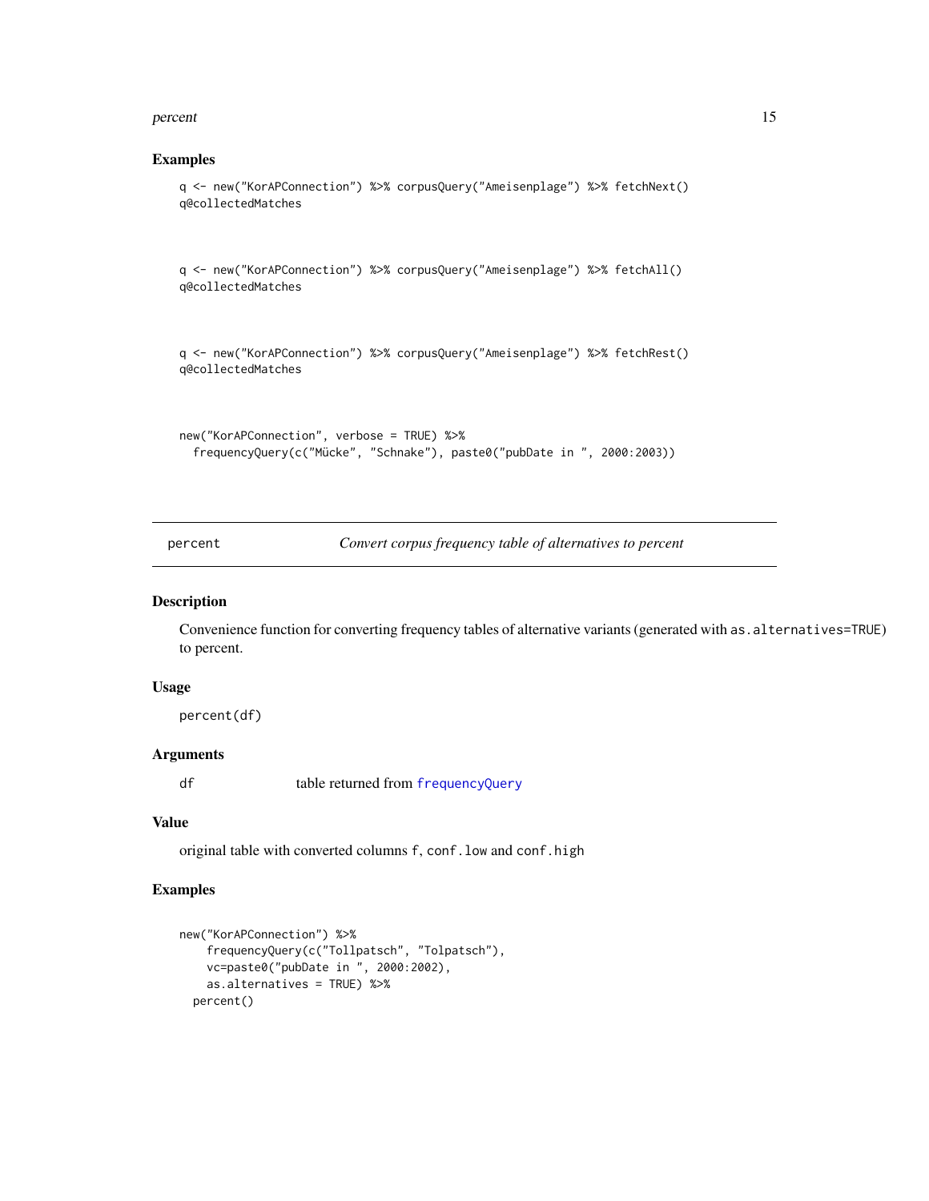## Examples

```
q <- new("KorAPConnection") %>% corpusQuery("Ameisenplage") %>% fetchNext()
q@collectedMatches


q <- new("KorAPConnection") %>% corpusQuery("Ameisenplage") %>% fetchAll()
q@collectedMatches


q <- new("KorAPConnection") %>% corpusQuery("Ameisenplage") %>% fetchRest()
q@collectedMatches


new("KorAPConnection", verbose = TRUE) %>%
  frequencyQuery(c("Mücke", "Schnake"), paste0("pubDate in ", 2000:2003))
```

---

## percent — *Convert corpus frequency table of alternatives to percent*

### Description

Convenience function for converting frequency tables of alternative variants (generated with `as.alternatives=TRUE`) to percent.

### Usage

```
percent(df)
```

### Arguments

| | |
|---|---|
| `df` | table returned from `frequencyQuery` |

### Value

original table with converted columns `f`, `conf.low` and `conf.high`

### Examples

```
new("KorAPConnection") %>%
    frequencyQuery(c("Tollpatsch", "Tolpatsch"),
    vc=paste0("pubDate in ", 2000:2002),
    as.alternatives = TRUE) %>%
  percent()
```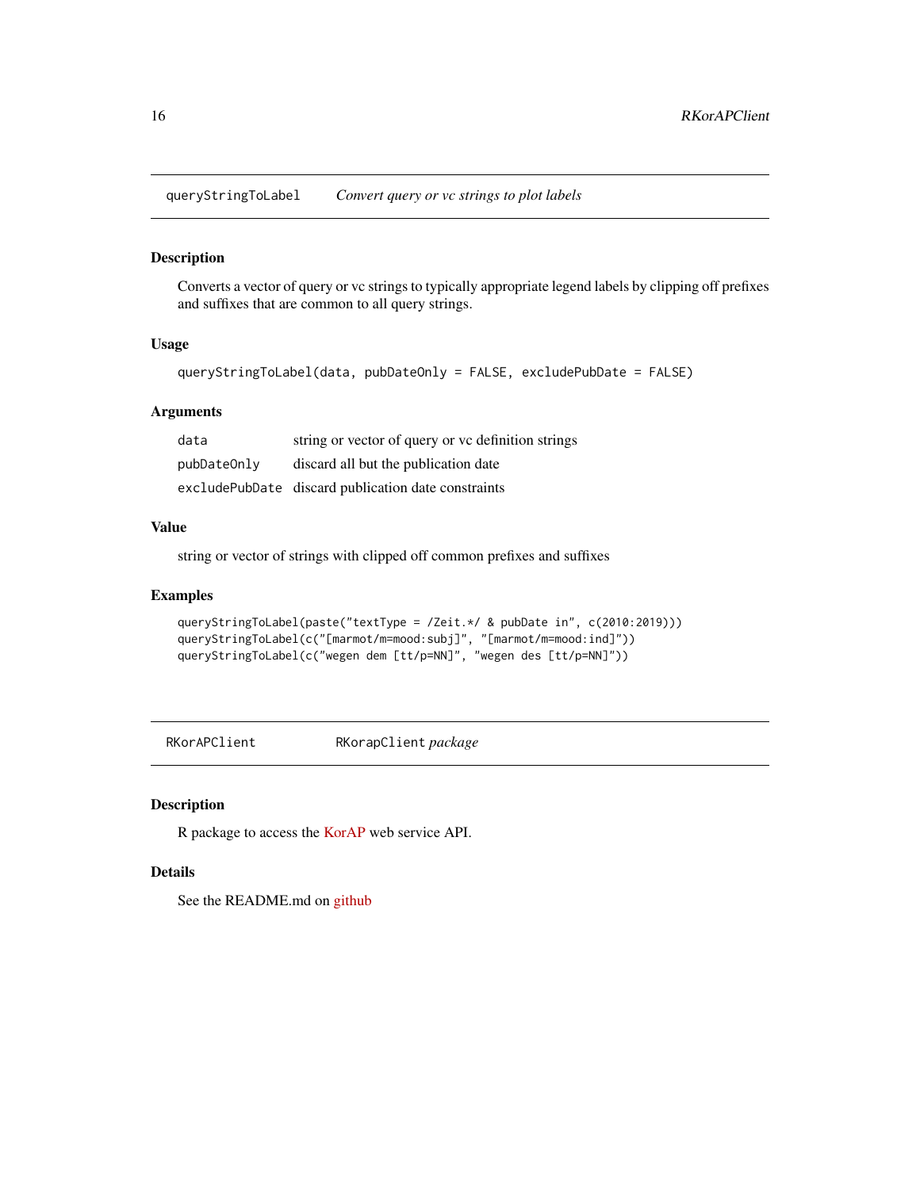## queryStringToLabel *Convert query or vc strings to plot labels*

### Description

Converts a vector of query or vc strings to typically appropriate legend labels by clipping off prefixes and suffixes that are common to all query strings.

### Usage

```
queryStringToLabel(data, pubDateOnly = FALSE, excludePubDate = FALSE)
```

### Arguments

| | |
|---|---|
| data | string or vector of query or vc definition strings |
| pubDateOnly | discard all but the publication date |
| excludePubDate | discard publication date constraints |

### Value

string or vector of strings with clipped off common prefixes and suffixes

### Examples

```
queryStringToLabel(paste("textType = /Zeit.*/ & pubDate in", c(2010:2019)))
queryStringToLabel(c("[marmot/m=mood:subj]", "[marmot/m=mood:ind]"))
queryStringToLabel(c("wegen dem [tt/p=NN]", "wegen des [tt/p=NN]"))
```

## RKorAPClient *RKorapClient package*

### Description

R package to access the KorAP web service API.

### Details

See the README.md on github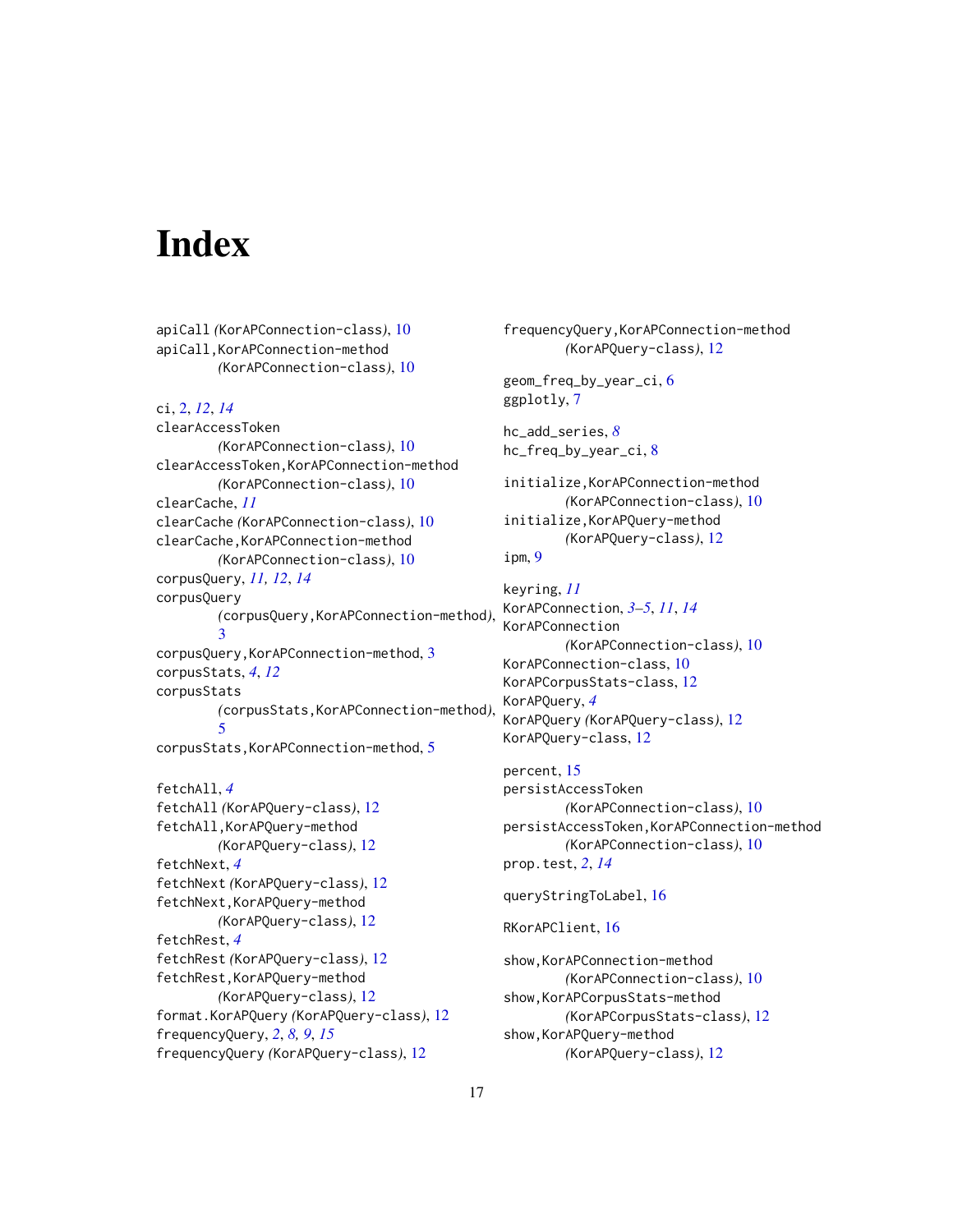# Index

apiCall *(KorAPConnection-class)*, 10
apiCall,KorAPConnection-method *(KorAPConnection-class)*, 10

ci, 2, *12*, *14*
clearAccessToken *(KorAPConnection-class)*, 10
clearAccessToken,KorAPConnection-method *(KorAPConnection-class)*, 10
clearCache, *11*
clearCache *(KorAPConnection-class)*, 10
clearCache,KorAPConnection-method *(KorAPConnection-class)*, 10
corpusQuery, *11*, *12*, *14*
corpusQuery *(corpusQuery,KorAPConnection-method)*, 3
corpusQuery,KorAPConnection-method, 3
corpusStats, *4*, *12*
corpusStats *(corpusStats,KorAPConnection-method)*, 5
corpusStats,KorAPConnection-method, 5

fetchAll, *4*
fetchAll *(KorAPQuery-class)*, 12
fetchAll,KorAPQuery-method *(KorAPQuery-class)*, 12
fetchNext, *4*
fetchNext *(KorAPQuery-class)*, 12
fetchNext,KorAPQuery-method *(KorAPQuery-class)*, 12
fetchRest, *4*
fetchRest *(KorAPQuery-class)*, 12
fetchRest,KorAPQuery-method *(KorAPQuery-class)*, 12
format.KorAPQuery *(KorAPQuery-class)*, 12
frequencyQuery, *2*, *8*, *9*, *15*
frequencyQuery *(KorAPQuery-class)*, 12
frequencyQuery,KorAPConnection-method *(KorAPQuery-class)*, 12

geom_freq_by_year_ci, 6
ggplotly, 7

hc_add_series, *8*
hc_freq_by_year_ci, 8

initialize,KorAPConnection-method *(KorAPConnection-class)*, 10
initialize,KorAPQuery-method *(KorAPQuery-class)*, 12
ipm, 9

keyring, *11*
KorAPConnection, *3–5*, *11*, *14*
KorAPConnection *(KorAPConnection-class)*, 10
KorAPConnection-class, 10
KorAPCorpusStats-class, 12
KorAPQuery, *4*
KorAPQuery *(KorAPQuery-class)*, 12
KorAPQuery-class, 12

percent, 15
persistAccessToken *(KorAPConnection-class)*, 10
persistAccessToken,KorAPConnection-method *(KorAPConnection-class)*, 10
prop.test, *2*, *14*

queryStringToLabel, 16

RKorAPClient, 16

show,KorAPConnection-method *(KorAPConnection-class)*, 10
show,KorAPCorpusStats-method *(KorAPCorpusStats-class)*, 12
show,KorAPQuery-method *(KorAPQuery-class)*, 12